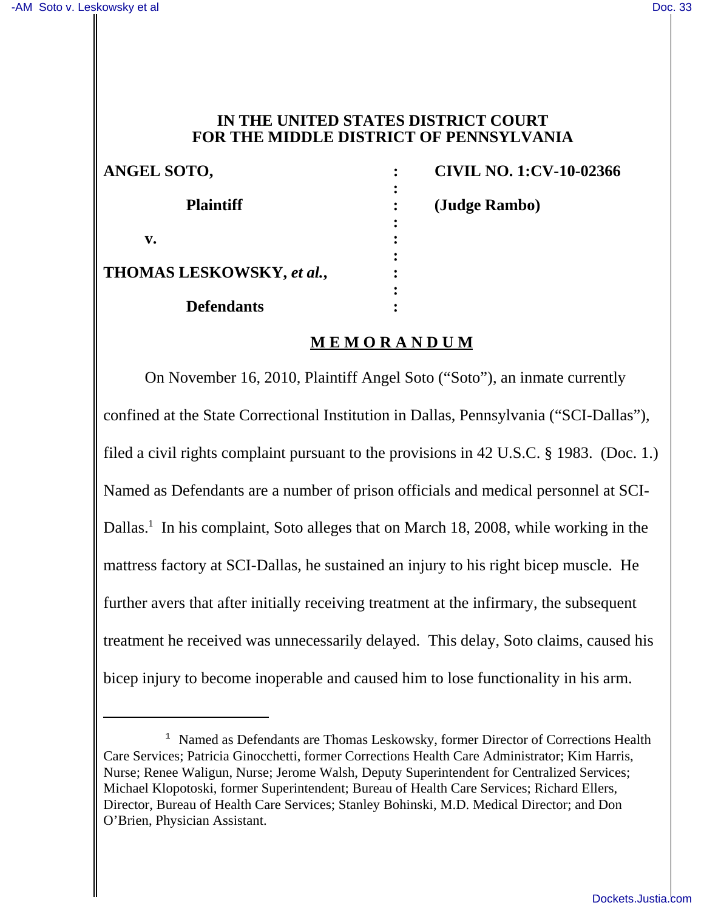**IN THE UNITED STATES DISTRICT COURT**
**FOR THE MIDDLE DISTRICT OF PENNSYLVANIA**

| | | |
|---|---|---|
| **ANGEL SOTO,** | : | **CIVIL NO. 1:CV-10-02366** |
| **Plaintiff** | : | **(Judge Rambo)** |
| **v.** | : | |
| **THOMAS LESKOWSKY, *et al.*,** | : | |
| **Defendants** | : | |

# M E M O R A N D U M

On November 16, 2010, Plaintiff Angel Soto ("Soto"), an inmate currently confined at the State Correctional Institution in Dallas, Pennsylvania ("SCI-Dallas"), filed a civil rights complaint pursuant to the provisions in 42 U.S.C. § 1983. (Doc. 1.) Named as Defendants are a number of prison officials and medical personnel at SCI-Dallas.[1] In his complaint, Soto alleges that on March 18, 2008, while working in the mattress factory at SCI-Dallas, he sustained an injury to his right bicep muscle. He further avers that after initially receiving treatment at the infirmary, the subsequent treatment he received was unnecessarily delayed. This delay, Soto claims, caused his bicep injury to become inoperable and caused him to lose functionality in his arm.

---

[1] Named as Defendants are Thomas Leskowsky, former Director of Corrections Health Care Services; Patricia Ginocchetti, former Corrections Health Care Administrator; Kim Harris, Nurse; Renee Waligun, Nurse; Jerome Walsh, Deputy Superintendent for Centralized Services; Michael Klopotoski, former Superintendent; Bureau of Health Care Services; Richard Ellers, Director, Bureau of Health Care Services; Stanley Bohinski, M.D. Medical Director; and Don O'Brien, Physician Assistant.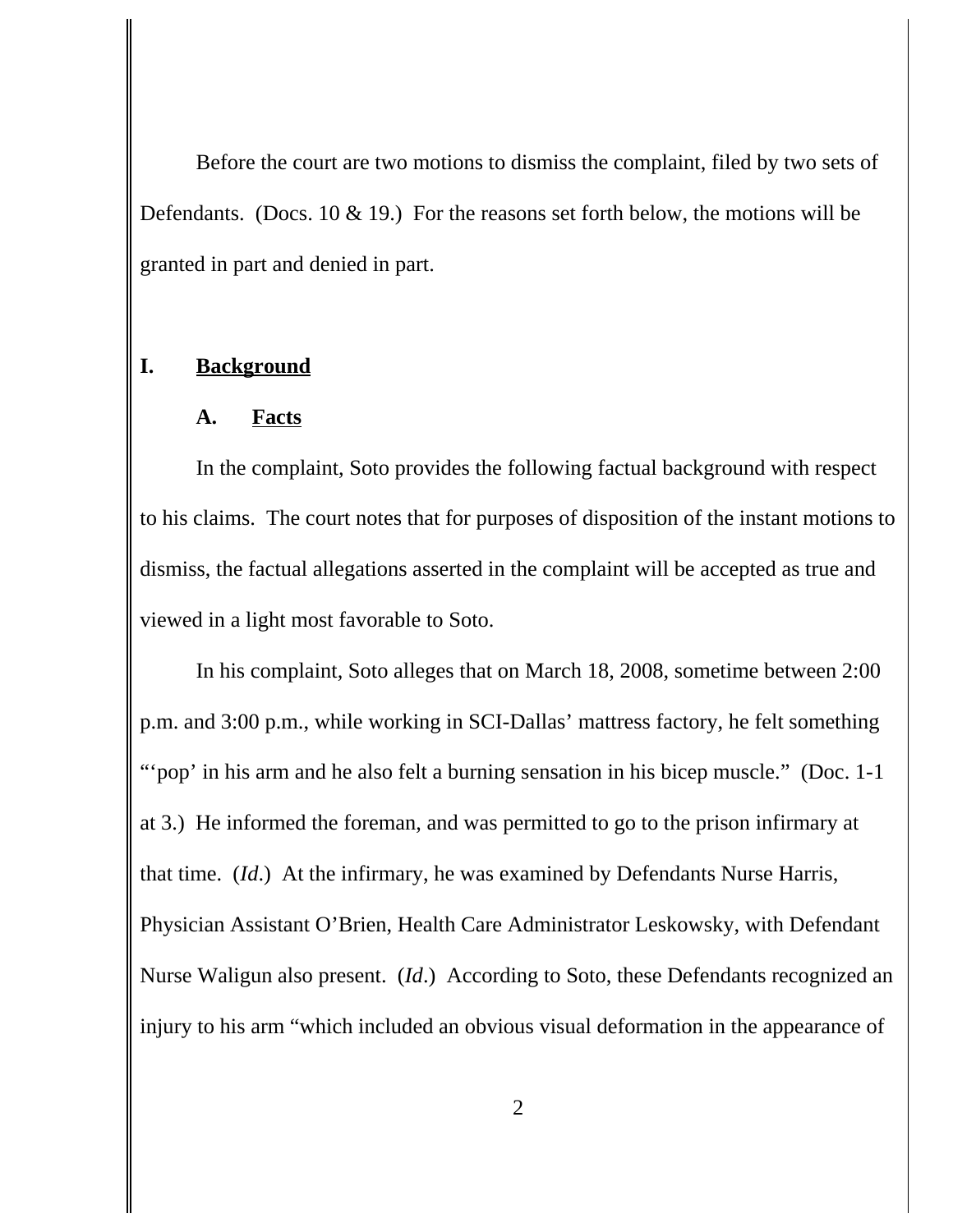Before the court are two motions to dismiss the complaint, filed by two sets of Defendants. (Docs. 10 & 19.) For the reasons set forth below, the motions will be granted in part and denied in part.

## I. Background

### A. Facts

In the complaint, Soto provides the following factual background with respect to his claims. The court notes that for purposes of disposition of the instant motions to dismiss, the factual allegations asserted in the complaint will be accepted as true and viewed in a light most favorable to Soto.

In his complaint, Soto alleges that on March 18, 2008, sometime between 2:00 p.m. and 3:00 p.m., while working in SCI-Dallas' mattress factory, he felt something "'pop' in his arm and he also felt a burning sensation in his bicep muscle." (Doc. 1-1 at 3.) He informed the foreman, and was permitted to go to the prison infirmary at that time. (*Id.*) At the infirmary, he was examined by Defendants Nurse Harris, Physician Assistant O'Brien, Health Care Administrator Leskowsky, with Defendant Nurse Waligun also present. (*Id.*) According to Soto, these Defendants recognized an injury to his arm "which included an obvious visual deformation in the appearance of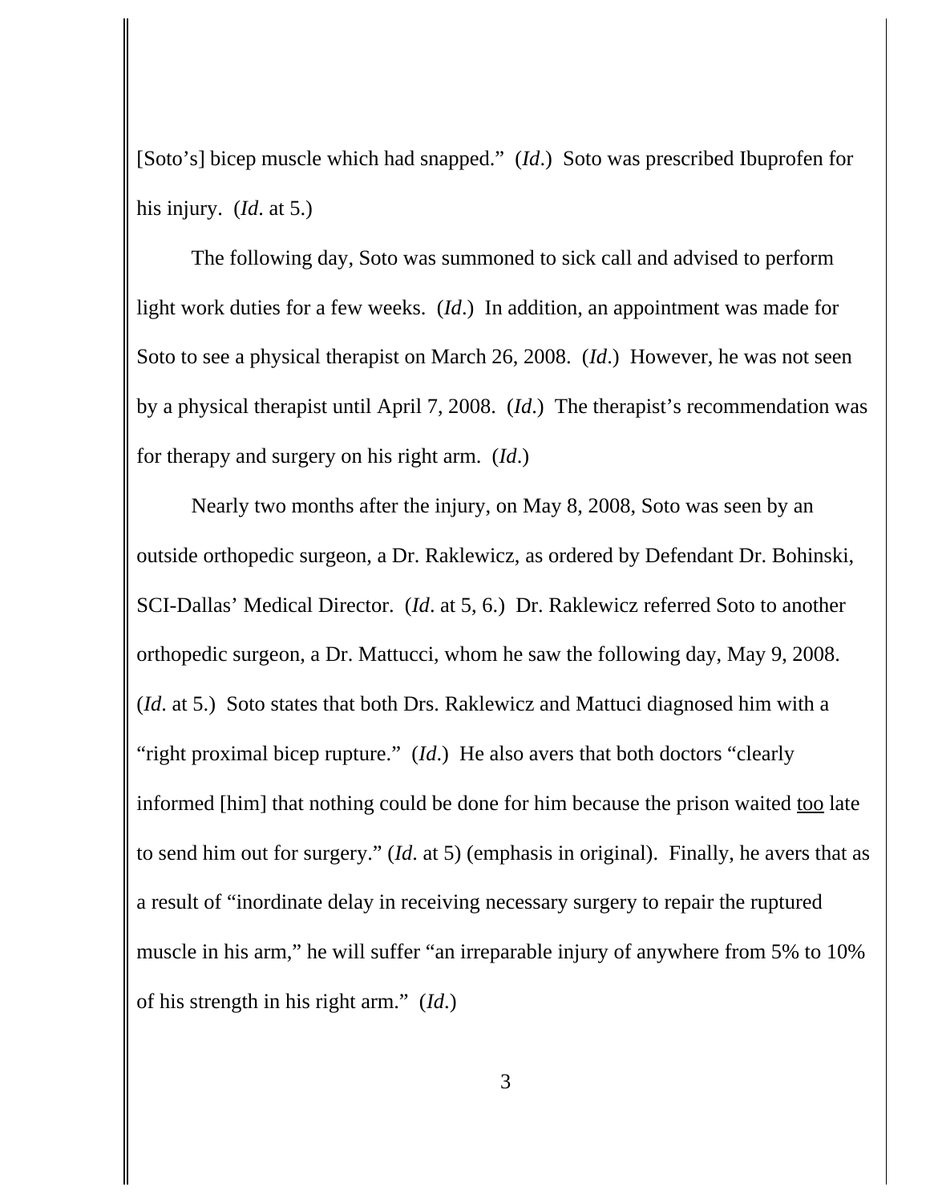[Soto's] bicep muscle which had snapped." (*Id*.) Soto was prescribed Ibuprofen for his injury. (*Id*. at 5.)

The following day, Soto was summoned to sick call and advised to perform light work duties for a few weeks. (*Id*.) In addition, an appointment was made for Soto to see a physical therapist on March 26, 2008. (*Id*.) However, he was not seen by a physical therapist until April 7, 2008. (*Id*.) The therapist's recommendation was for therapy and surgery on his right arm. (*Id*.)

Nearly two months after the injury, on May 8, 2008, Soto was seen by an outside orthopedic surgeon, a Dr. Raklewicz, as ordered by Defendant Dr. Bohinski, SCI-Dallas' Medical Director. (*Id*. at 5, 6.) Dr. Raklewicz referred Soto to another orthopedic surgeon, a Dr. Mattucci, whom he saw the following day, May 9, 2008. (*Id*. at 5.) Soto states that both Drs. Raklewicz and Mattuci diagnosed him with a "right proximal bicep rupture." (*Id*.) He also avers that both doctors "clearly informed [him] that nothing could be done for him because the prison waited <u>too</u> late to send him out for surgery." (*Id*. at 5) (emphasis in original). Finally, he avers that as a result of "inordinate delay in receiving necessary surgery to repair the ruptured muscle in his arm," he will suffer "an irreparable injury of anywhere from 5% to 10% of his strength in his right arm." (*Id*.)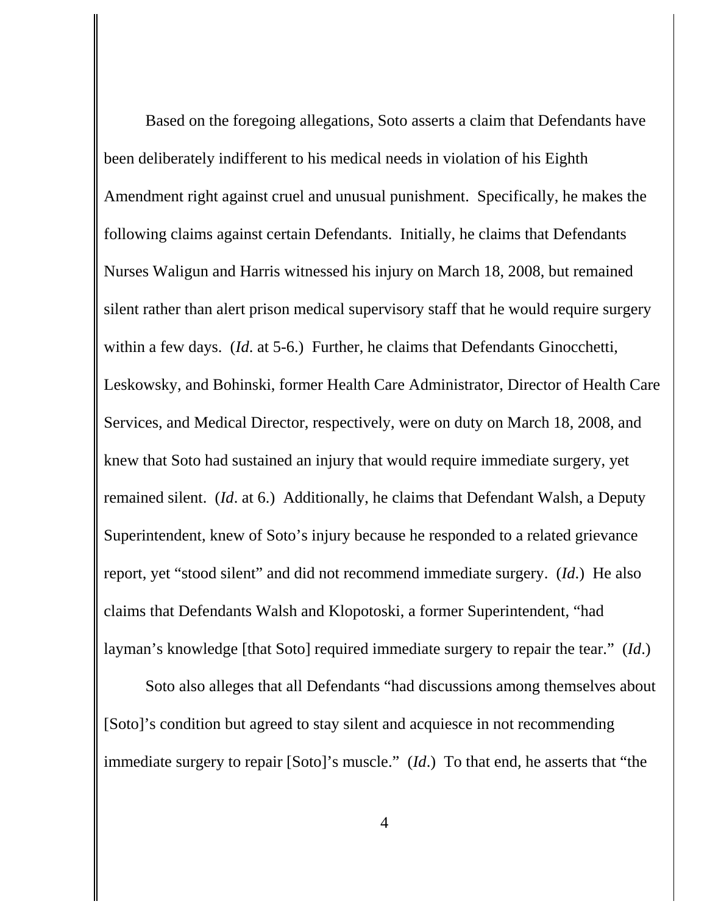Based on the foregoing allegations, Soto asserts a claim that Defendants have been deliberately indifferent to his medical needs in violation of his Eighth Amendment right against cruel and unusual punishment. Specifically, he makes the following claims against certain Defendants. Initially, he claims that Defendants Nurses Waligun and Harris witnessed his injury on March 18, 2008, but remained silent rather than alert prison medical supervisory staff that he would require surgery within a few days. (*Id*. at 5-6.) Further, he claims that Defendants Ginocchetti, Leskowsky, and Bohinski, former Health Care Administrator, Director of Health Care Services, and Medical Director, respectively, were on duty on March 18, 2008, and knew that Soto had sustained an injury that would require immediate surgery, yet remained silent. (*Id*. at 6.) Additionally, he claims that Defendant Walsh, a Deputy Superintendent, knew of Soto's injury because he responded to a related grievance report, yet "stood silent" and did not recommend immediate surgery. (*Id*.) He also claims that Defendants Walsh and Klopotoski, a former Superintendent, "had layman's knowledge [that Soto] required immediate surgery to repair the tear." (*Id*.)

Soto also alleges that all Defendants "had discussions among themselves about [Soto]'s condition but agreed to stay silent and acquiesce in not recommending immediate surgery to repair [Soto]'s muscle." (*Id*.) To that end, he asserts that "the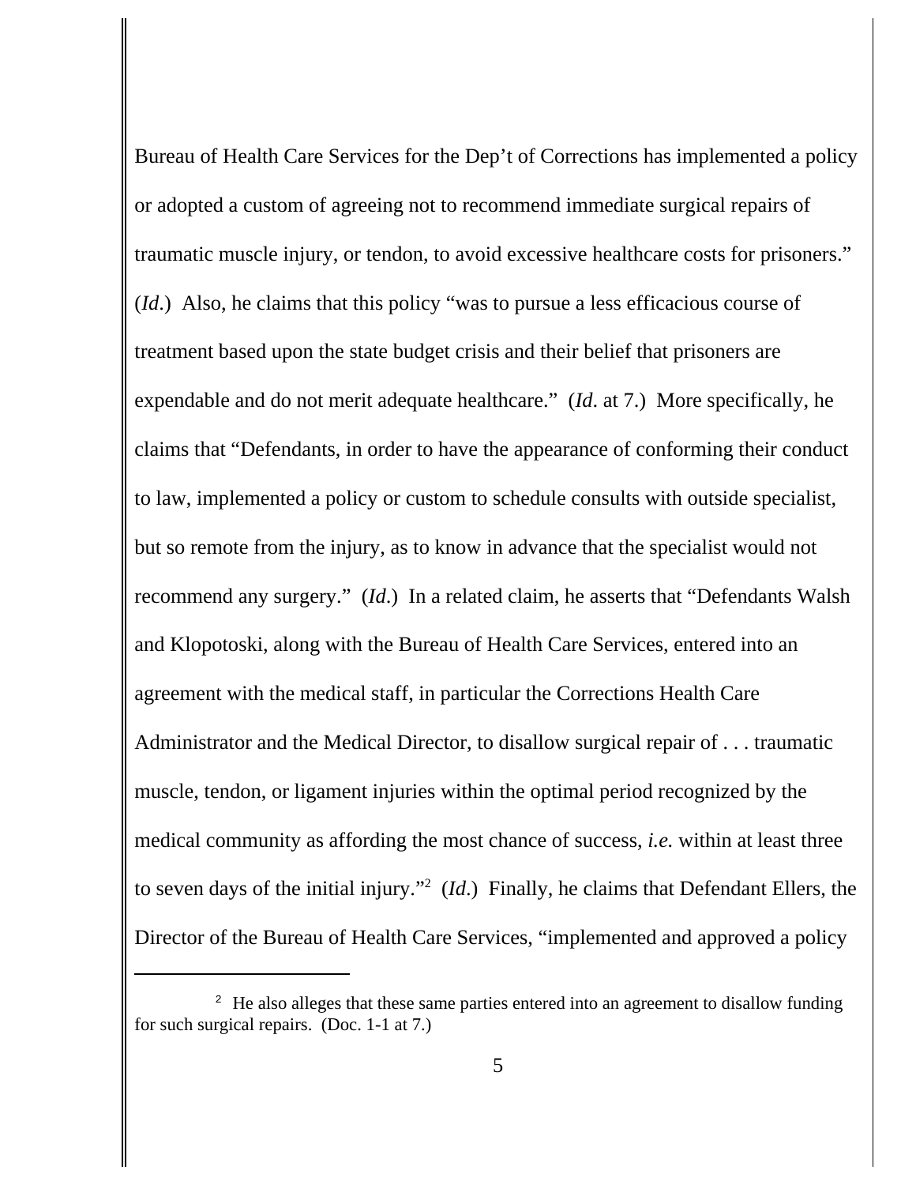Bureau of Health Care Services for the Dep't of Corrections has implemented a policy or adopted a custom of agreeing not to recommend immediate surgical repairs of traumatic muscle injury, or tendon, to avoid excessive healthcare costs for prisoners." (*Id.*) Also, he claims that this policy "was to pursue a less efficacious course of treatment based upon the state budget crisis and their belief that prisoners are expendable and do not merit adequate healthcare." (*Id*. at 7.) More specifically, he claims that "Defendants, in order to have the appearance of conforming their conduct to law, implemented a policy or custom to schedule consults with outside specialist, but so remote from the injury, as to know in advance that the specialist would not recommend any surgery." (*Id*.) In a related claim, he asserts that "Defendants Walsh and Klopotoski, along with the Bureau of Health Care Services, entered into an agreement with the medical staff, in particular the Corrections Health Care Administrator and the Medical Director, to disallow surgical repair of . . . traumatic muscle, tendon, or ligament injuries within the optimal period recognized by the medical community as affording the most chance of success, *i.e.* within at least three to seven days of the initial injury."[2] (*Id.*) Finally, he claims that Defendant Ellers, the Director of the Bureau of Health Care Services, "implemented and approved a policy

---

[2] He also alleges that these same parties entered into an agreement to disallow funding for such surgical repairs. (Doc. 1-1 at 7.)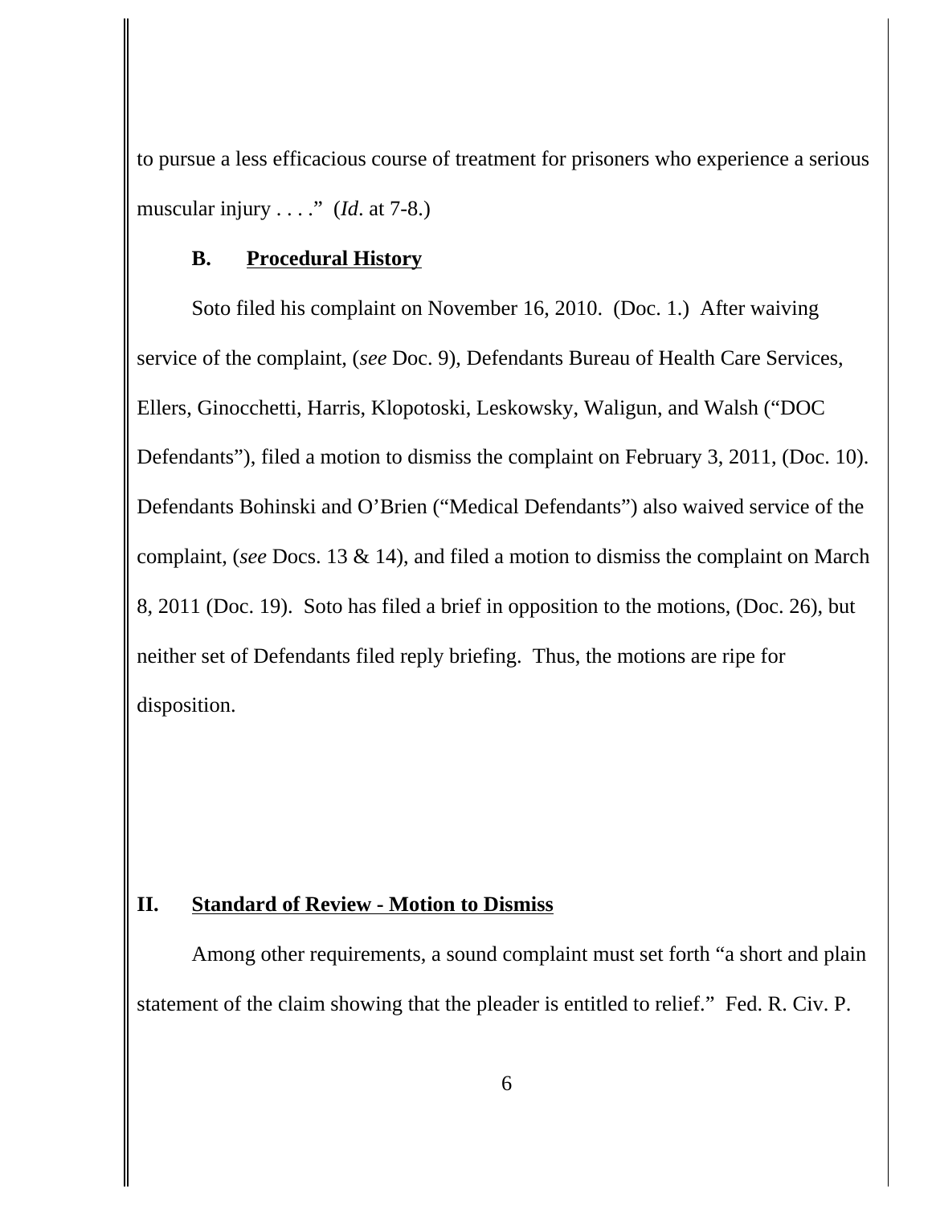to pursue a less efficacious course of treatment for prisoners who experience a serious muscular injury . . . ." (*Id*. at 7-8.)

### B. Procedural History

Soto filed his complaint on November 16, 2010. (Doc. 1.) After waiving service of the complaint, (*see* Doc. 9), Defendants Bureau of Health Care Services, Ellers, Ginocchetti, Harris, Klopotoski, Leskowsky, Waligun, and Walsh ("DOC Defendants"), filed a motion to dismiss the complaint on February 3, 2011, (Doc. 10). Defendants Bohinski and O'Brien ("Medical Defendants") also waived service of the complaint, (*see* Docs. 13 & 14), and filed a motion to dismiss the complaint on March 8, 2011 (Doc. 19). Soto has filed a brief in opposition to the motions, (Doc. 26), but neither set of Defendants filed reply briefing. Thus, the motions are ripe for disposition.

## II. Standard of Review - Motion to Dismiss

Among other requirements, a sound complaint must set forth "a short and plain statement of the claim showing that the pleader is entitled to relief." Fed. R. Civ. P.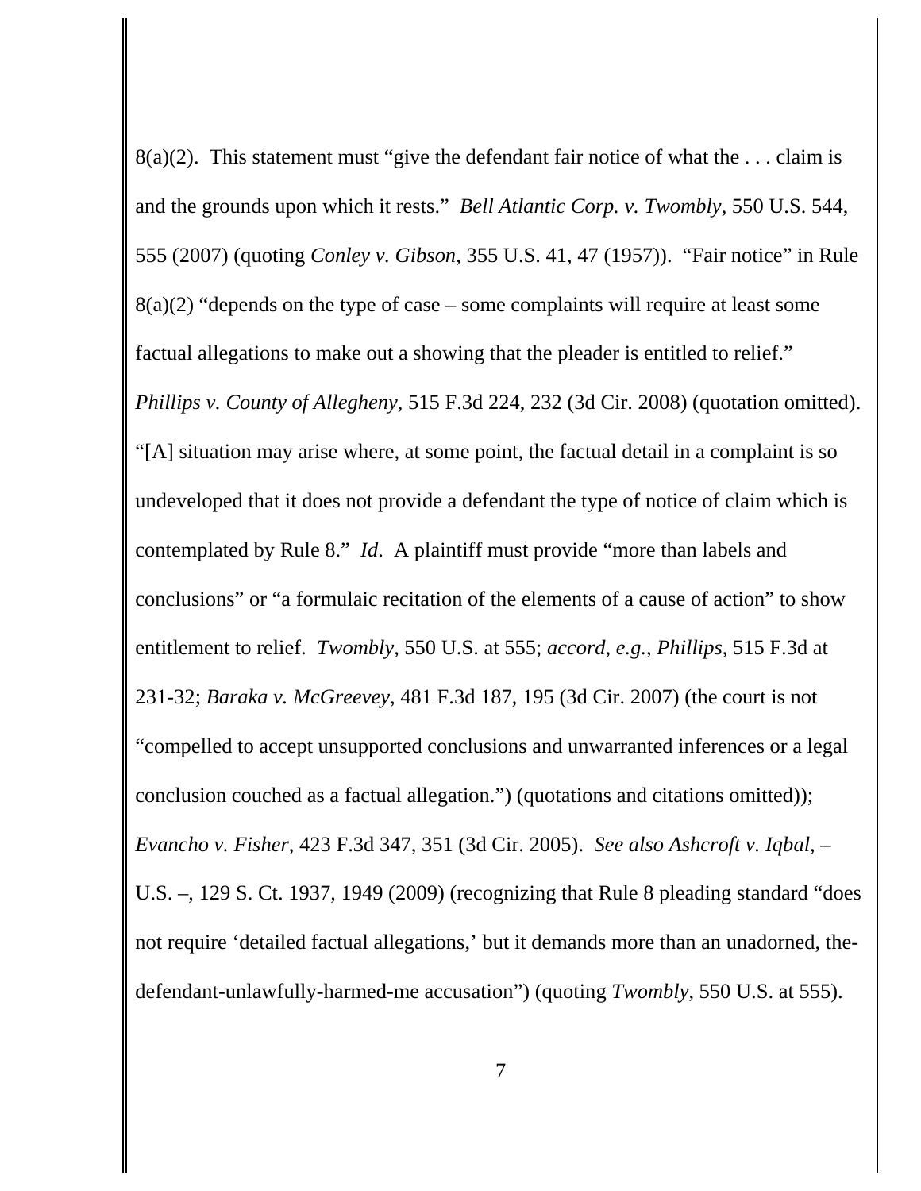8(a)(2). This statement must "give the defendant fair notice of what the . . . claim is and the grounds upon which it rests." *Bell Atlantic Corp. v. Twombly*, 550 U.S. 544, 555 (2007) (quoting *Conley v. Gibson*, 355 U.S. 41, 47 (1957)). "Fair notice" in Rule 8(a)(2) "depends on the type of case – some complaints will require at least some factual allegations to make out a showing that the pleader is entitled to relief." *Phillips v. County of Allegheny*, 515 F.3d 224, 232 (3d Cir. 2008) (quotation omitted). "[A] situation may arise where, at some point, the factual detail in a complaint is so undeveloped that it does not provide a defendant the type of notice of claim which is contemplated by Rule 8." *Id*. A plaintiff must provide "more than labels and conclusions" or "a formulaic recitation of the elements of a cause of action" to show entitlement to relief. *Twombly*, 550 U.S. at 555; *accord, e.g.*, *Phillips*, 515 F.3d at 231-32; *Baraka v. McGreevey*, 481 F.3d 187, 195 (3d Cir. 2007) (the court is not "compelled to accept unsupported conclusions and unwarranted inferences or a legal conclusion couched as a factual allegation.") (quotations and citations omitted)); *Evancho v. Fisher*, 423 F.3d 347, 351 (3d Cir. 2005). *See also Ashcroft v. Iqbal*, – U.S. –, 129 S. Ct. 1937, 1949 (2009) (recognizing that Rule 8 pleading standard "does not require 'detailed factual allegations,' but it demands more than an unadorned, the-defendant-unlawfully-harmed-me accusation") (quoting *Twombly*, 550 U.S. at 555).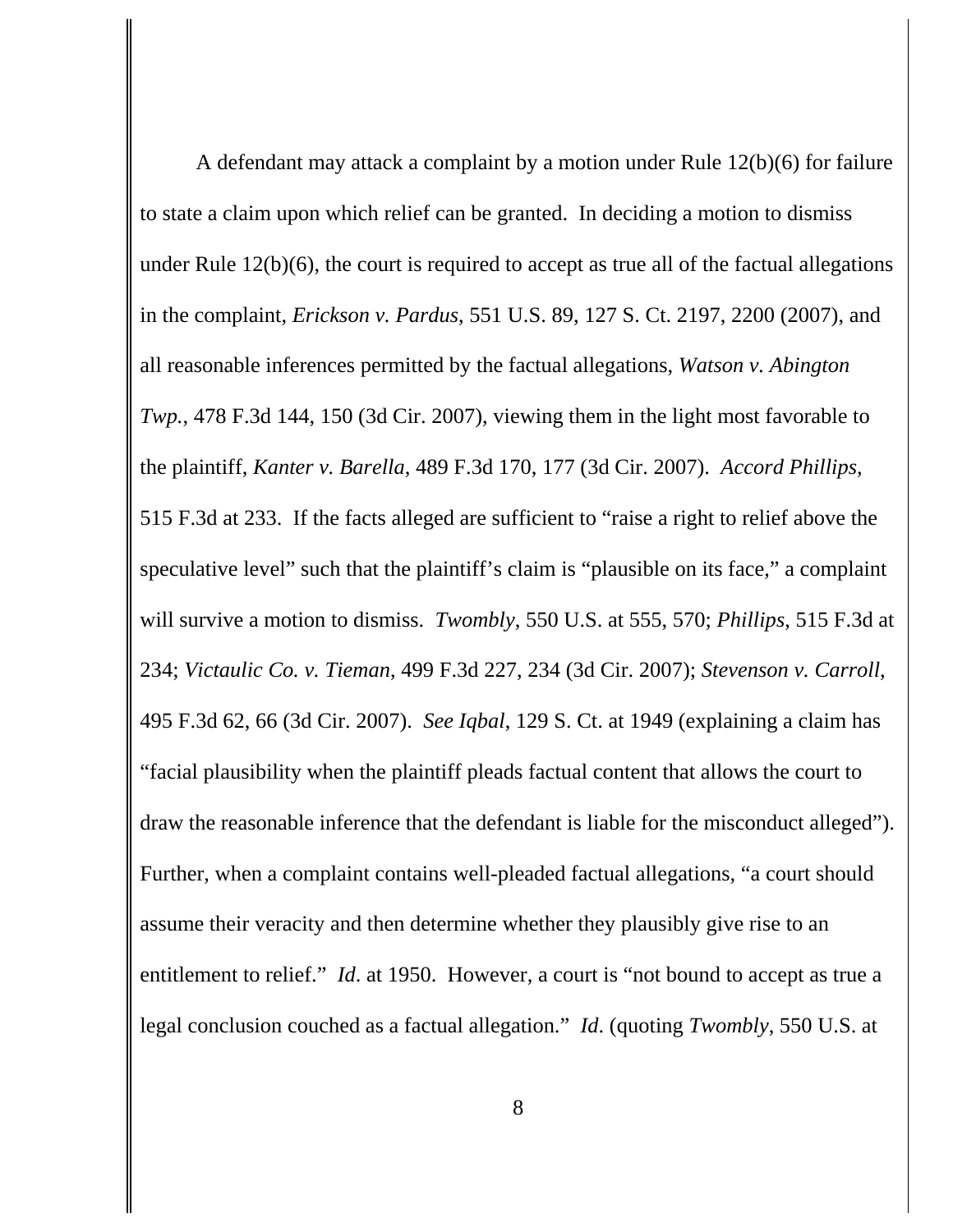A defendant may attack a complaint by a motion under Rule 12(b)(6) for failure to state a claim upon which relief can be granted. In deciding a motion to dismiss under Rule 12(b)(6), the court is required to accept as true all of the factual allegations in the complaint, *Erickson v. Pardus*, 551 U.S. 89, 127 S. Ct. 2197, 2200 (2007), and all reasonable inferences permitted by the factual allegations, *Watson v. Abington Twp.*, 478 F.3d 144, 150 (3d Cir. 2007), viewing them in the light most favorable to the plaintiff, *Kanter v. Barella*, 489 F.3d 170, 177 (3d Cir. 2007). *Accord Phillips*, 515 F.3d at 233. If the facts alleged are sufficient to "raise a right to relief above the speculative level" such that the plaintiff's claim is "plausible on its face," a complaint will survive a motion to dismiss. *Twombly*, 550 U.S. at 555, 570; *Phillips*, 515 F.3d at 234; *Victaulic Co. v. Tieman*, 499 F.3d 227, 234 (3d Cir. 2007); *Stevenson v. Carroll*, 495 F.3d 62, 66 (3d Cir. 2007). *See Iqbal*, 129 S. Ct. at 1949 (explaining a claim has "facial plausibility when the plaintiff pleads factual content that allows the court to draw the reasonable inference that the defendant is liable for the misconduct alleged"). Further, when a complaint contains well-pleaded factual allegations, "a court should assume their veracity and then determine whether they plausibly give rise to an entitlement to relief." *Id*. at 1950. However, a court is "not bound to accept as true a legal conclusion couched as a factual allegation." *Id*. (quoting *Twombly*, 550 U.S. at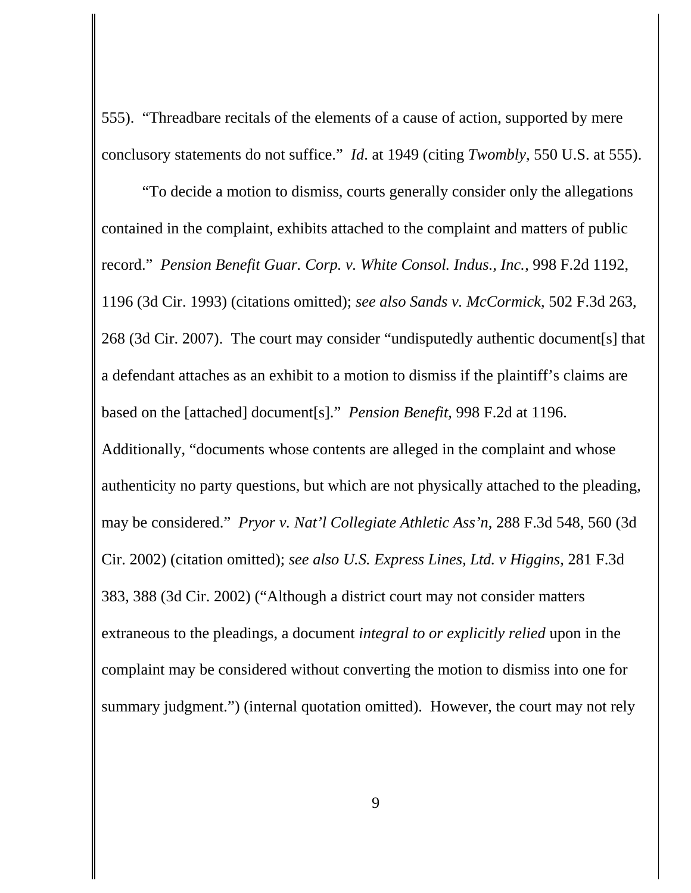555). "Threadbare recitals of the elements of a cause of action, supported by mere conclusory statements do not suffice." *Id*. at 1949 (citing *Twombly*, 550 U.S. at 555).

"To decide a motion to dismiss, courts generally consider only the allegations contained in the complaint, exhibits attached to the complaint and matters of public record." *Pension Benefit Guar. Corp. v. White Consol. Indus., Inc.*, 998 F.2d 1192, 1196 (3d Cir. 1993) (citations omitted); *see also Sands v. McCormick*, 502 F.3d 263, 268 (3d Cir. 2007). The court may consider "undisputedly authentic document[s] that a defendant attaches as an exhibit to a motion to dismiss if the plaintiff's claims are based on the [attached] document[s]." *Pension Benefit*, 998 F.2d at 1196. Additionally, "documents whose contents are alleged in the complaint and whose authenticity no party questions, but which are not physically attached to the pleading, may be considered." *Pryor v. Nat'l Collegiate Athletic Ass'n*, 288 F.3d 548, 560 (3d Cir. 2002) (citation omitted); *see also U.S. Express Lines, Ltd. v Higgins*, 281 F.3d 383, 388 (3d Cir. 2002) ("Although a district court may not consider matters extraneous to the pleadings, a document *integral to or explicitly relied* upon in the complaint may be considered without converting the motion to dismiss into one for summary judgment.") (internal quotation omitted). However, the court may not rely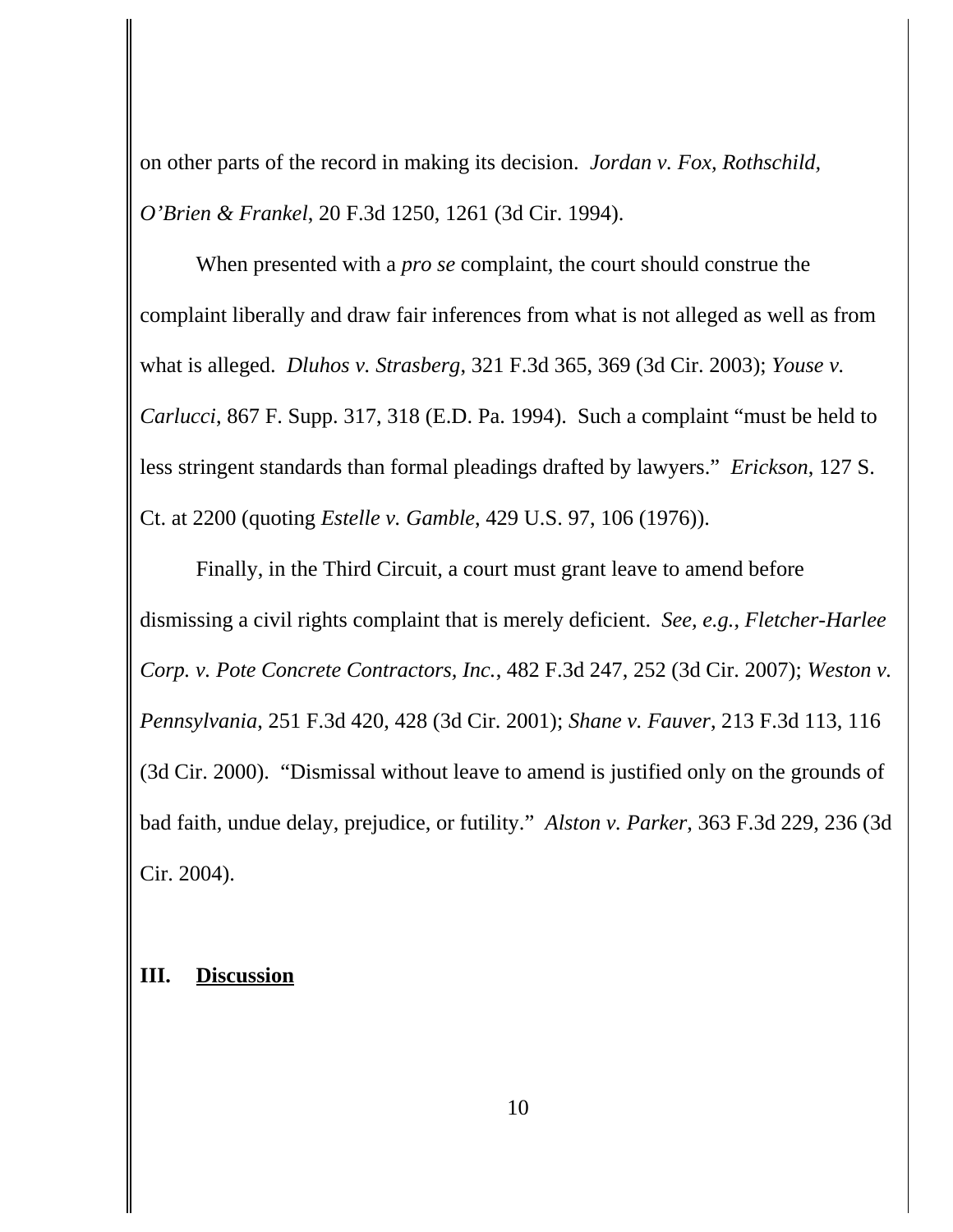on other parts of the record in making its decision. *Jordan v. Fox, Rothschild, O'Brien & Frankel*, 20 F.3d 1250, 1261 (3d Cir. 1994).

When presented with a *pro se* complaint, the court should construe the complaint liberally and draw fair inferences from what is not alleged as well as from what is alleged. *Dluhos v. Strasberg*, 321 F.3d 365, 369 (3d Cir. 2003); *Youse v. Carlucci*, 867 F. Supp. 317, 318 (E.D. Pa. 1994). Such a complaint "must be held to less stringent standards than formal pleadings drafted by lawyers." *Erickson*, 127 S. Ct. at 2200 (quoting *Estelle v. Gamble*, 429 U.S. 97, 106 (1976)).

Finally, in the Third Circuit, a court must grant leave to amend before dismissing a civil rights complaint that is merely deficient. *See, e.g., Fletcher-Harlee Corp. v. Pote Concrete Contractors, Inc.*, 482 F.3d 247, 252 (3d Cir. 2007); *Weston v. Pennsylvania*, 251 F.3d 420, 428 (3d Cir. 2001); *Shane v. Fauver*, 213 F.3d 113, 116 (3d Cir. 2000). "Dismissal without leave to amend is justified only on the grounds of bad faith, undue delay, prejudice, or futility." *Alston v. Parker*, 363 F.3d 229, 236 (3d Cir. 2004).

## III. Discussion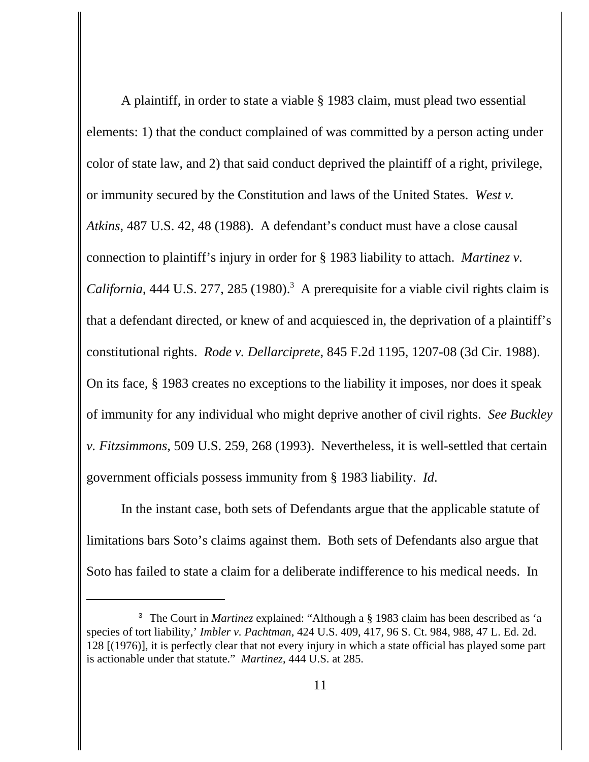A plaintiff, in order to state a viable § 1983 claim, must plead two essential elements: 1) that the conduct complained of was committed by a person acting under color of state law, and 2) that said conduct deprived the plaintiff of a right, privilege, or immunity secured by the Constitution and laws of the United States. *West v. Atkins*, 487 U.S. 42, 48 (1988). A defendant's conduct must have a close causal connection to plaintiff's injury in order for § 1983 liability to attach. *Martinez v. California*, 444 U.S. 277, 285 (1980).[3] A prerequisite for a viable civil rights claim is that a defendant directed, or knew of and acquiesced in, the deprivation of a plaintiff's constitutional rights. *Rode v. Dellarciprete*, 845 F.2d 1195, 1207-08 (3d Cir. 1988). On its face, § 1983 creates no exceptions to the liability it imposes, nor does it speak of immunity for any individual who might deprive another of civil rights. *See Buckley v. Fitzsimmons*, 509 U.S. 259, 268 (1993). Nevertheless, it is well-settled that certain government officials possess immunity from § 1983 liability. *Id*.

In the instant case, both sets of Defendants argue that the applicable statute of limitations bars Soto's claims against them. Both sets of Defendants also argue that Soto has failed to state a claim for a deliberate indifference to his medical needs. In

---

[3] The Court in *Martinez* explained: "Although a § 1983 claim has been described as 'a species of tort liability,' *Imbler v. Pachtman*, 424 U.S. 409, 417, 96 S. Ct. 984, 988, 47 L. Ed. 2d. 128 [(1976)], it is perfectly clear that not every injury in which a state official has played some part is actionable under that statute." *Martinez*, 444 U.S. at 285.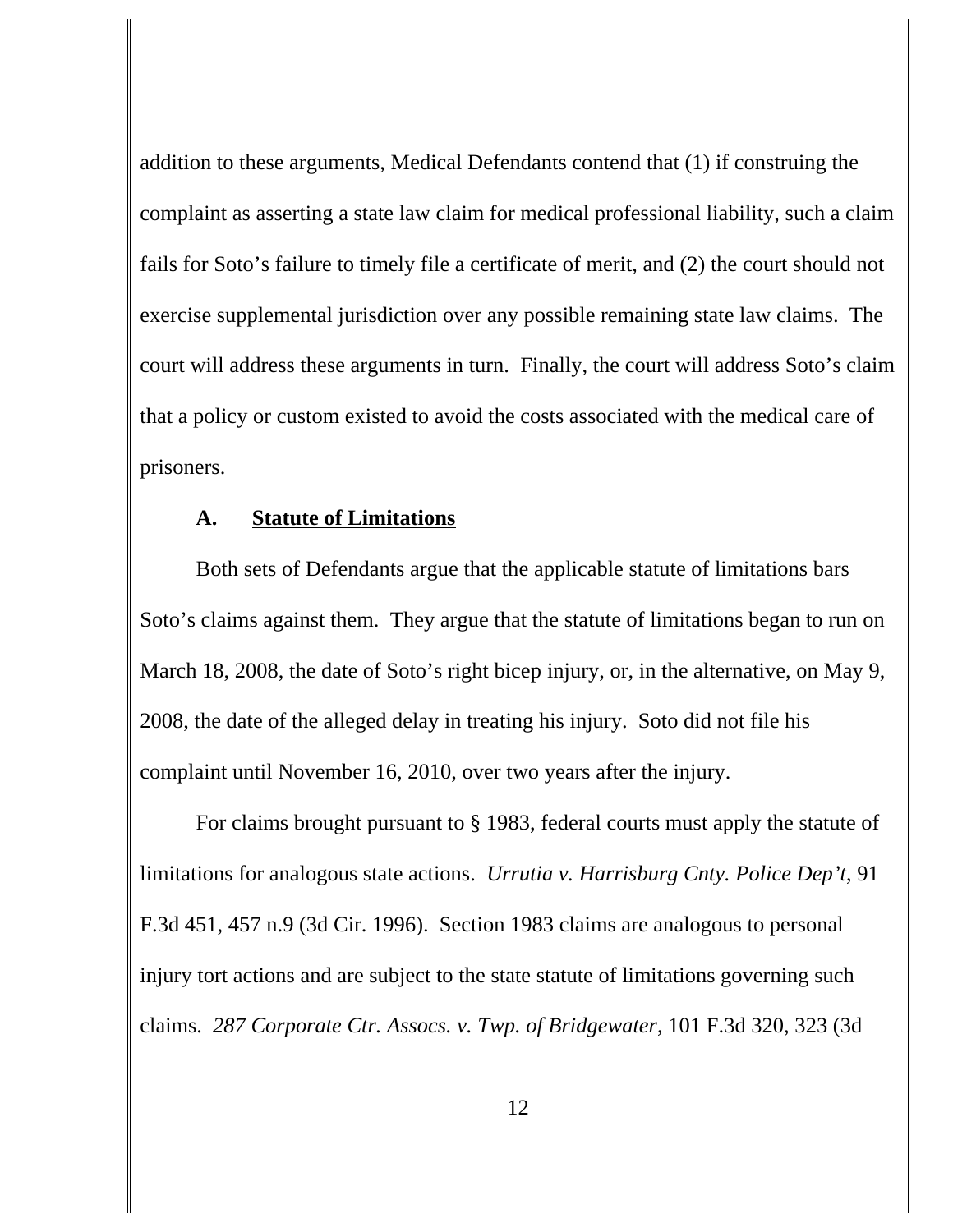addition to these arguments, Medical Defendants contend that (1) if construing the complaint as asserting a state law claim for medical professional liability, such a claim fails for Soto's failure to timely file a certificate of merit, and (2) the court should not exercise supplemental jurisdiction over any possible remaining state law claims. The court will address these arguments in turn. Finally, the court will address Soto's claim that a policy or custom existed to avoid the costs associated with the medical care of prisoners.

### A. Statute of Limitations

Both sets of Defendants argue that the applicable statute of limitations bars Soto's claims against them. They argue that the statute of limitations began to run on March 18, 2008, the date of Soto's right bicep injury, or, in the alternative, on May 9, 2008, the date of the alleged delay in treating his injury. Soto did not file his complaint until November 16, 2010, over two years after the injury.

For claims brought pursuant to § 1983, federal courts must apply the statute of limitations for analogous state actions. *Urrutia v. Harrisburg Cnty. Police Dep't*, 91 F.3d 451, 457 n.9 (3d Cir. 1996). Section 1983 claims are analogous to personal injury tort actions and are subject to the state statute of limitations governing such claims. *287 Corporate Ctr. Assocs. v. Twp. of Bridgewater*, 101 F.3d 320, 323 (3d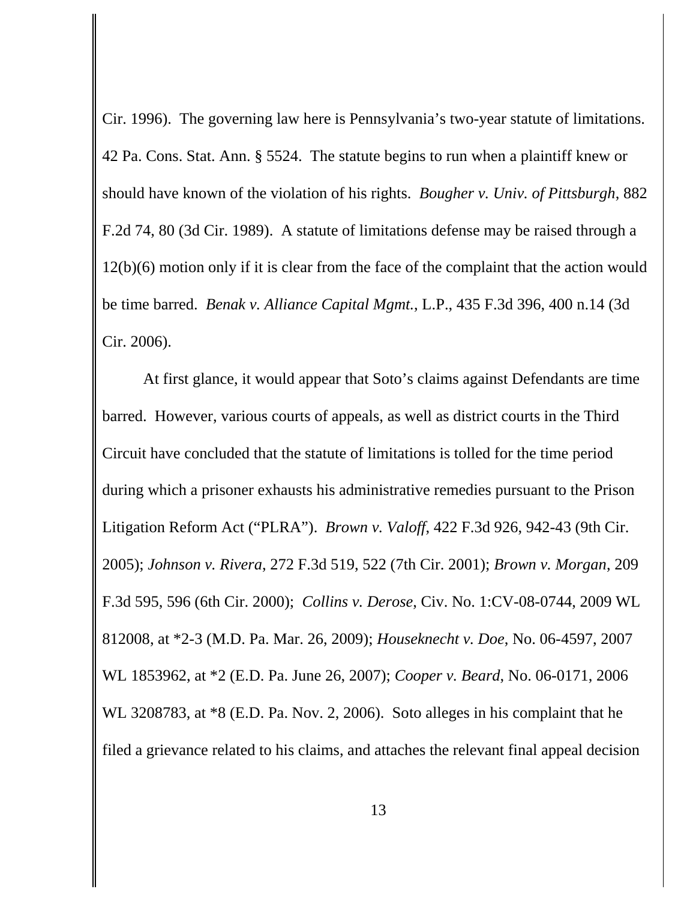Cir. 1996). The governing law here is Pennsylvania's two-year statute of limitations. 42 Pa. Cons. Stat. Ann. § 5524. The statute begins to run when a plaintiff knew or should have known of the violation of his rights. *Bougher v. Univ. of Pittsburgh*, 882 F.2d 74, 80 (3d Cir. 1989). A statute of limitations defense may be raised through a 12(b)(6) motion only if it is clear from the face of the complaint that the action would be time barred. *Benak v. Alliance Capital Mgmt.*, L.P., 435 F.3d 396, 400 n.14 (3d Cir. 2006).

At first glance, it would appear that Soto's claims against Defendants are time barred. However, various courts of appeals, as well as district courts in the Third Circuit have concluded that the statute of limitations is tolled for the time period during which a prisoner exhausts his administrative remedies pursuant to the Prison Litigation Reform Act ("PLRA"). *Brown v. Valoff*, 422 F.3d 926, 942-43 (9th Cir. 2005); *Johnson v. Rivera*, 272 F.3d 519, 522 (7th Cir. 2001); *Brown v. Morgan*, 209 F.3d 595, 596 (6th Cir. 2000); *Collins v. Derose*, Civ. No. 1:CV-08-0744, 2009 WL 812008, at *2-3 (M.D. Pa. Mar. 26, 2009); *Houseknecht v. Doe*, No. 06-4597, 2007 WL 1853962, at *2 (E.D. Pa. June 26, 2007); *Cooper v. Beard*, No. 06-0171, 2006 WL 3208783, at *8 (E.D. Pa. Nov. 2, 2006). Soto alleges in his complaint that he filed a grievance related to his claims, and attaches the relevant final appeal decision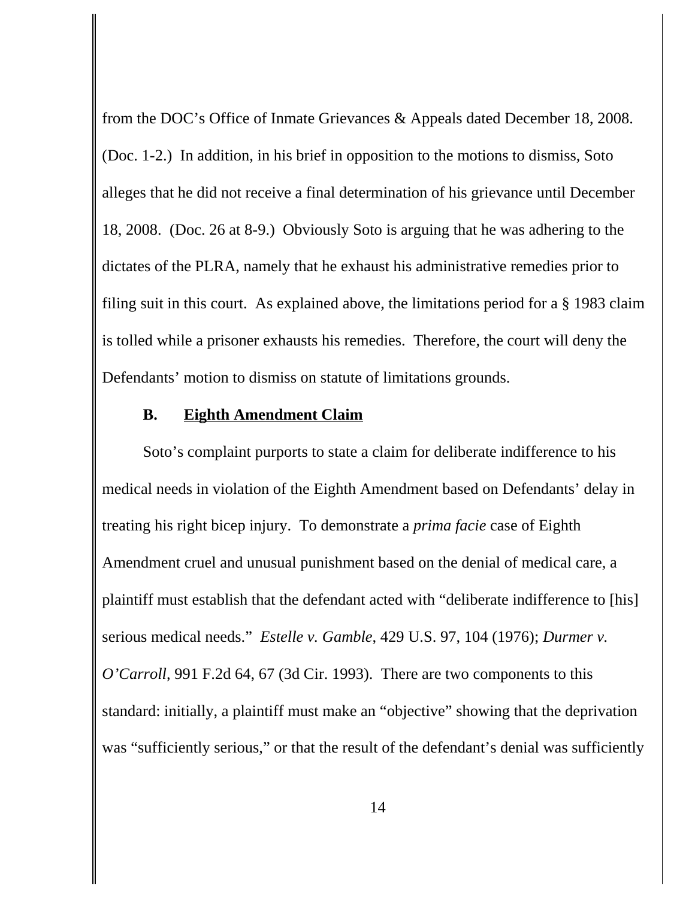from the DOC's Office of Inmate Grievances & Appeals dated December 18, 2008. (Doc. 1-2.) In addition, in his brief in opposition to the motions to dismiss, Soto alleges that he did not receive a final determination of his grievance until December 18, 2008. (Doc. 26 at 8-9.) Obviously Soto is arguing that he was adhering to the dictates of the PLRA, namely that he exhaust his administrative remedies prior to filing suit in this court. As explained above, the limitations period for a § 1983 claim is tolled while a prisoner exhausts his remedies. Therefore, the court will deny the Defendants' motion to dismiss on statute of limitations grounds.

### B. Eighth Amendment Claim

Soto's complaint purports to state a claim for deliberate indifference to his medical needs in violation of the Eighth Amendment based on Defendants' delay in treating his right bicep injury. To demonstrate a *prima facie* case of Eighth Amendment cruel and unusual punishment based on the denial of medical care, a plaintiff must establish that the defendant acted with "deliberate indifference to [his] serious medical needs." *Estelle v. Gamble*, 429 U.S. 97, 104 (1976); *Durmer v. O'Carroll*, 991 F.2d 64, 67 (3d Cir. 1993). There are two components to this standard: initially, a plaintiff must make an "objective" showing that the deprivation was "sufficiently serious," or that the result of the defendant's denial was sufficiently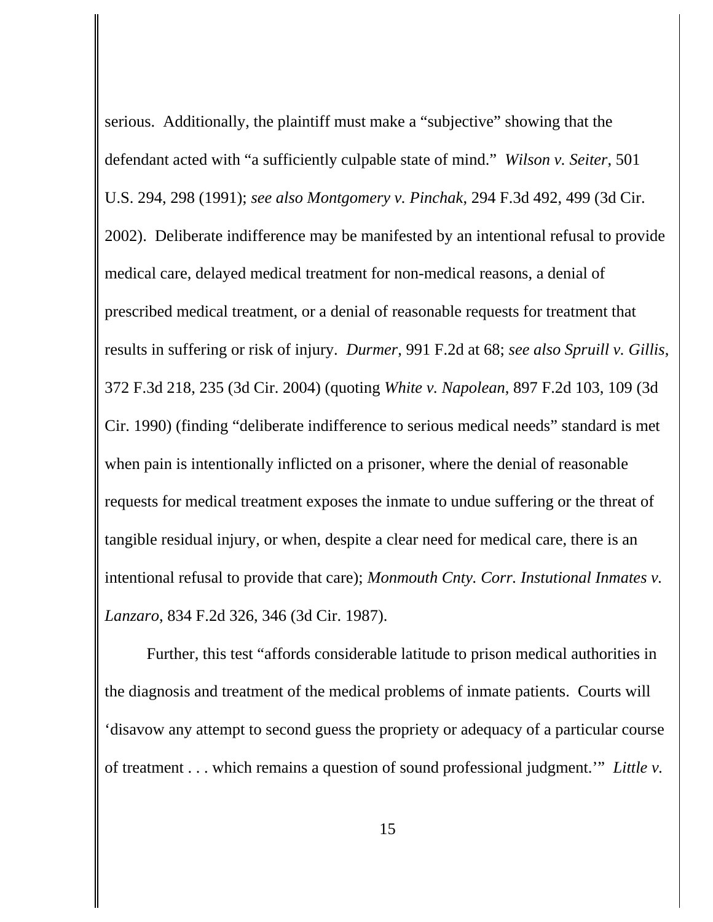serious. Additionally, the plaintiff must make a "subjective" showing that the defendant acted with "a sufficiently culpable state of mind." *Wilson v. Seiter*, 501 U.S. 294, 298 (1991); *see also Montgomery v. Pinchak*, 294 F.3d 492, 499 (3d Cir. 2002). Deliberate indifference may be manifested by an intentional refusal to provide medical care, delayed medical treatment for non-medical reasons, a denial of prescribed medical treatment, or a denial of reasonable requests for treatment that results in suffering or risk of injury. *Durmer*, 991 F.2d at 68; *see also Spruill v. Gillis*, 372 F.3d 218, 235 (3d Cir. 2004) (quoting *White v. Napolean*, 897 F.2d 103, 109 (3d Cir. 1990) (finding "deliberate indifference to serious medical needs" standard is met when pain is intentionally inflicted on a prisoner, where the denial of reasonable requests for medical treatment exposes the inmate to undue suffering or the threat of tangible residual injury, or when, despite a clear need for medical care, there is an intentional refusal to provide that care); *Monmouth Cnty. Corr. Instutional Inmates v. Lanzaro*, 834 F.2d 326, 346 (3d Cir. 1987).

Further, this test "affords considerable latitude to prison medical authorities in the diagnosis and treatment of the medical problems of inmate patients. Courts will 'disavow any attempt to second guess the propriety or adequacy of a particular course of treatment . . . which remains a question of sound professional judgment.'" *Little v.*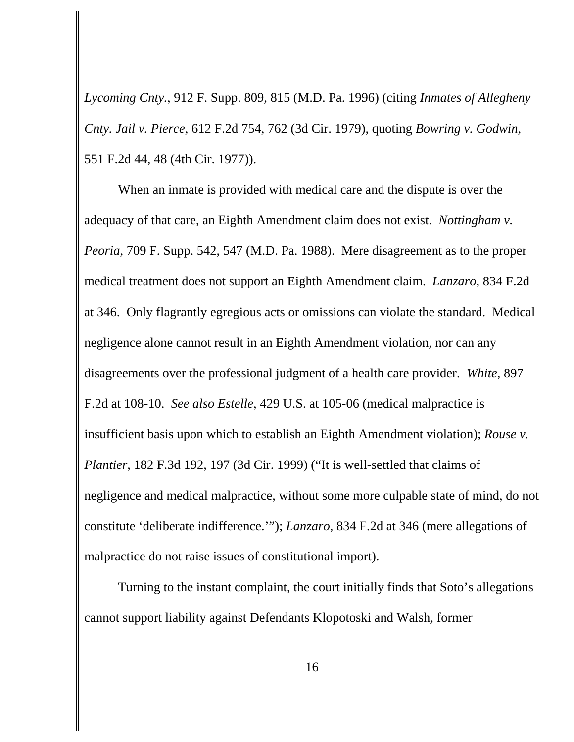*Lycoming Cnty.*, 912 F. Supp. 809, 815 (M.D. Pa. 1996) (citing *Inmates of Allegheny Cnty. Jail v. Pierce*, 612 F.2d 754, 762 (3d Cir. 1979), quoting *Bowring v. Godwin*, 551 F.2d 44, 48 (4th Cir. 1977)).

When an inmate is provided with medical care and the dispute is over the adequacy of that care, an Eighth Amendment claim does not exist. *Nottingham v. Peoria*, 709 F. Supp. 542, 547 (M.D. Pa. 1988). Mere disagreement as to the proper medical treatment does not support an Eighth Amendment claim. *Lanzaro*, 834 F.2d at 346. Only flagrantly egregious acts or omissions can violate the standard. Medical negligence alone cannot result in an Eighth Amendment violation, nor can any disagreements over the professional judgment of a health care provider. *White*, 897 F.2d at 108-10. *See also Estelle*, 429 U.S. at 105-06 (medical malpractice is insufficient basis upon which to establish an Eighth Amendment violation); *Rouse v. Plantier*, 182 F.3d 192, 197 (3d Cir. 1999) ("It is well-settled that claims of negligence and medical malpractice, without some more culpable state of mind, do not constitute 'deliberate indifference.'"); *Lanzaro*, 834 F.2d at 346 (mere allegations of malpractice do not raise issues of constitutional import).

Turning to the instant complaint, the court initially finds that Soto's allegations cannot support liability against Defendants Klopotoski and Walsh, former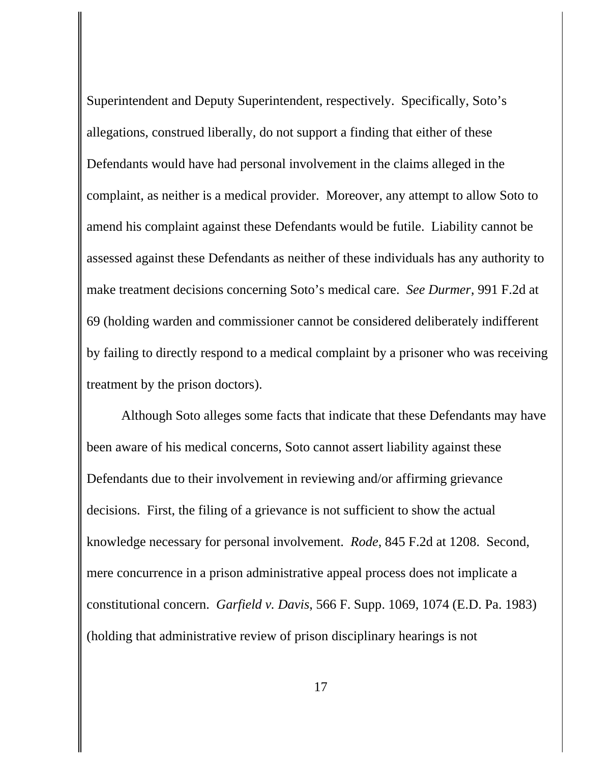Superintendent and Deputy Superintendent, respectively. Specifically, Soto's allegations, construed liberally, do not support a finding that either of these Defendants would have had personal involvement in the claims alleged in the complaint, as neither is a medical provider. Moreover, any attempt to allow Soto to amend his complaint against these Defendants would be futile. Liability cannot be assessed against these Defendants as neither of these individuals has any authority to make treatment decisions concerning Soto's medical care. *See Durmer*, 991 F.2d at 69 (holding warden and commissioner cannot be considered deliberately indifferent by failing to directly respond to a medical complaint by a prisoner who was receiving treatment by the prison doctors).

Although Soto alleges some facts that indicate that these Defendants may have been aware of his medical concerns, Soto cannot assert liability against these Defendants due to their involvement in reviewing and/or affirming grievance decisions. First, the filing of a grievance is not sufficient to show the actual knowledge necessary for personal involvement. *Rode*, 845 F.2d at 1208. Second, mere concurrence in a prison administrative appeal process does not implicate a constitutional concern. *Garfield v. Davis*, 566 F. Supp. 1069, 1074 (E.D. Pa. 1983) (holding that administrative review of prison disciplinary hearings is not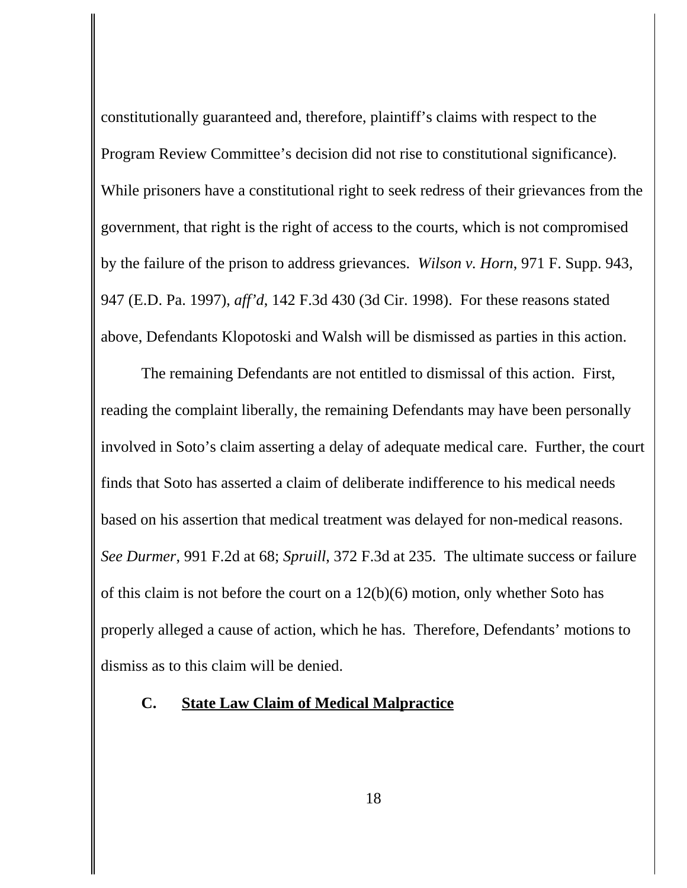constitutionally guaranteed and, therefore, plaintiff's claims with respect to the Program Review Committee's decision did not rise to constitutional significance). While prisoners have a constitutional right to seek redress of their grievances from the government, that right is the right of access to the courts, which is not compromised by the failure of the prison to address grievances. *Wilson v. Horn*, 971 F. Supp. 943, 947 (E.D. Pa. 1997), *aff'd*, 142 F.3d 430 (3d Cir. 1998). For these reasons stated above, Defendants Klopotoski and Walsh will be dismissed as parties in this action.

The remaining Defendants are not entitled to dismissal of this action. First, reading the complaint liberally, the remaining Defendants may have been personally involved in Soto's claim asserting a delay of adequate medical care. Further, the court finds that Soto has asserted a claim of deliberate indifference to his medical needs based on his assertion that medical treatment was delayed for non-medical reasons. *See Durmer*, 991 F.2d at 68; *Spruill*, 372 F.3d at 235. The ultimate success or failure of this claim is not before the court on a 12(b)(6) motion, only whether Soto has properly alleged a cause of action, which he has. Therefore, Defendants' motions to dismiss as to this claim will be denied.

### C. State Law Claim of Medical Malpractice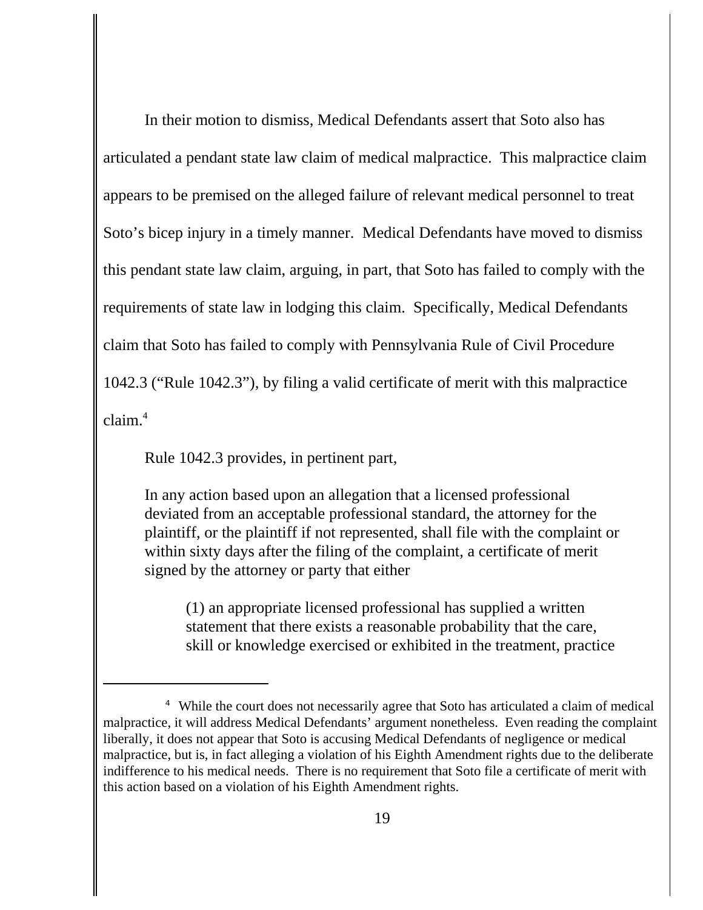In their motion to dismiss, Medical Defendants assert that Soto also has articulated a pendant state law claim of medical malpractice. This malpractice claim appears to be premised on the alleged failure of relevant medical personnel to treat Soto's bicep injury in a timely manner. Medical Defendants have moved to dismiss this pendant state law claim, arguing, in part, that Soto has failed to comply with the requirements of state law in lodging this claim. Specifically, Medical Defendants claim that Soto has failed to comply with Pennsylvania Rule of Civil Procedure 1042.3 ("Rule 1042.3"), by filing a valid certificate of merit with this malpractice claim.[4]

Rule 1042.3 provides, in pertinent part,

> In any action based upon an allegation that a licensed professional deviated from an acceptable professional standard, the attorney for the plaintiff, or the plaintiff if not represented, shall file with the complaint or within sixty days after the filing of the complaint, a certificate of merit signed by the attorney or party that either
>
> > (1) an appropriate licensed professional has supplied a written statement that there exists a reasonable probability that the care, skill or knowledge exercised or exhibited in the treatment, practice

---

[4] While the court does not necessarily agree that Soto has articulated a claim of medical malpractice, it will address Medical Defendants' argument nonetheless. Even reading the complaint liberally, it does not appear that Soto is accusing Medical Defendants of negligence or medical malpractice, but is, in fact alleging a violation of his Eighth Amendment rights due to the deliberate indifference to his medical needs. There is no requirement that Soto file a certificate of merit with this action based on a violation of his Eighth Amendment rights.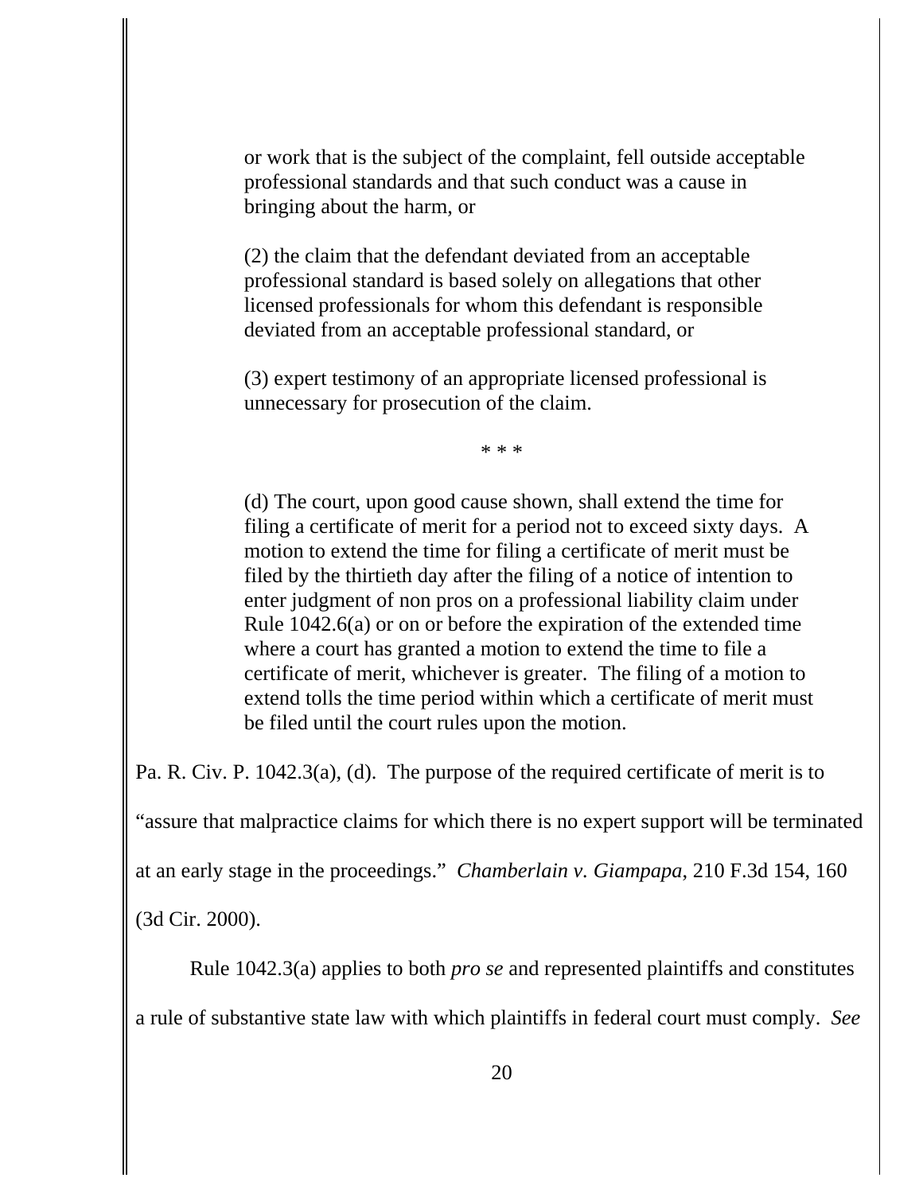> or work that is the subject of the complaint, fell outside acceptable professional standards and that such conduct was a cause in bringing about the harm, or
>
> (2) the claim that the defendant deviated from an acceptable professional standard is based solely on allegations that other licensed professionals for whom this defendant is responsible deviated from an acceptable professional standard, or
>
> (3) expert testimony of an appropriate licensed professional is unnecessary for prosecution of the claim.
>
> \* \* \*
>
> (d) The court, upon good cause shown, shall extend the time for filing a certificate of merit for a period not to exceed sixty days. A motion to extend the time for filing a certificate of merit must be filed by the thirtieth day after the filing of a notice of intention to enter judgment of non pros on a professional liability claim under Rule 1042.6(a) or on or before the expiration of the extended time where a court has granted a motion to extend the time to file a certificate of merit, whichever is greater. The filing of a motion to extend tolls the time period within which a certificate of merit must be filed until the court rules upon the motion.

Pa. R. Civ. P. 1042.3(a), (d). The purpose of the required certificate of merit is to "assure that malpractice claims for which there is no expert support will be terminated at an early stage in the proceedings." *Chamberlain v. Giampapa*, 210 F.3d 154, 160 (3d Cir. 2000).

Rule 1042.3(a) applies to both *pro se* and represented plaintiffs and constitutes a rule of substantive state law with which plaintiffs in federal court must comply. *See*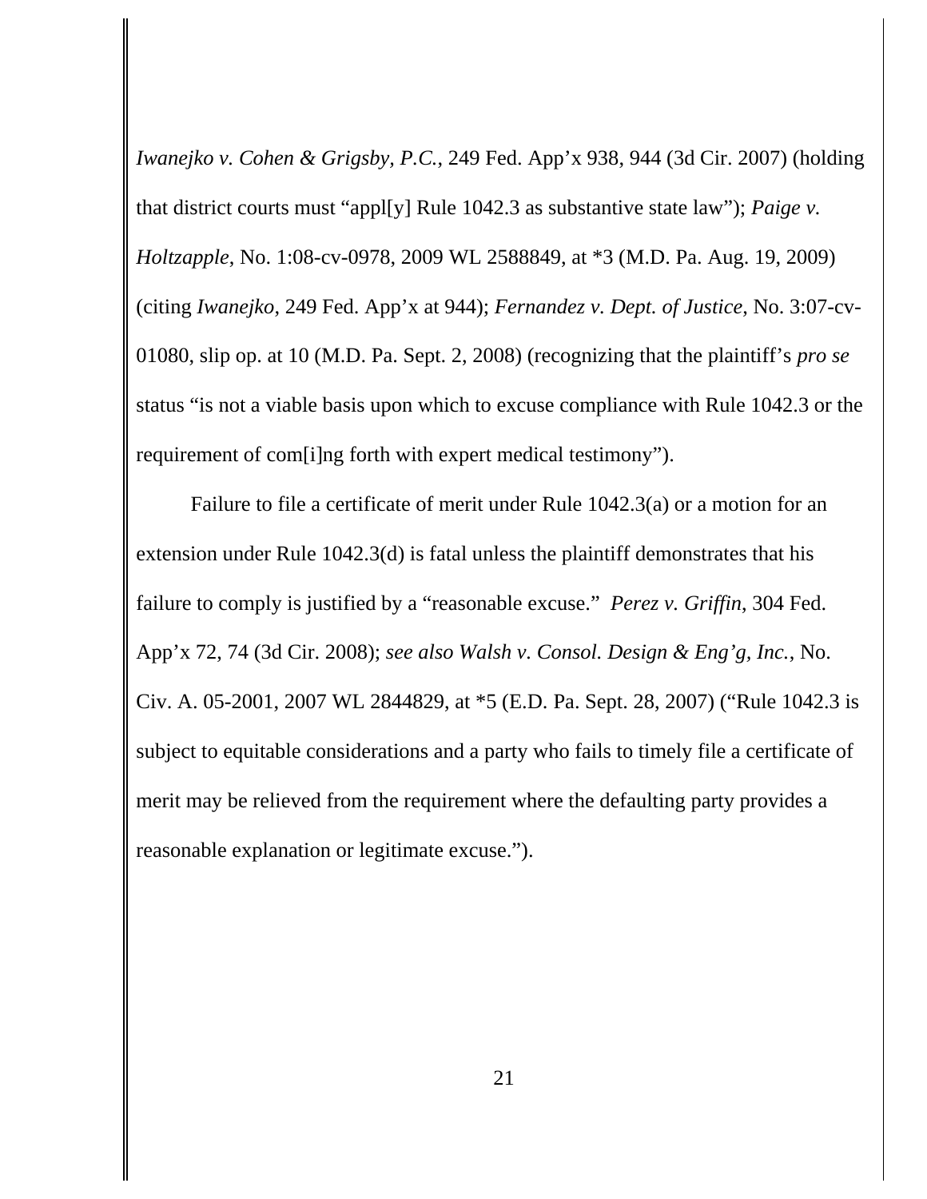*Iwanejko v. Cohen & Grigsby, P.C.*, 249 Fed. App'x 938, 944 (3d Cir. 2007) (holding that district courts must "appl[y] Rule 1042.3 as substantive state law"); *Paige v. Holtzapple*, No. 1:08-cv-0978, 2009 WL 2588849, at *3 (M.D. Pa. Aug. 19, 2009) (citing *Iwanejko*, 249 Fed. App'x at 944); *Fernandez v. Dept. of Justice*, No. 3:07-cv-01080, slip op. at 10 (M.D. Pa. Sept. 2, 2008) (recognizing that the plaintiff's *pro se* status "is not a viable basis upon which to excuse compliance with Rule 1042.3 or the requirement of com[i]ng forth with expert medical testimony").

Failure to file a certificate of merit under Rule 1042.3(a) or a motion for an extension under Rule 1042.3(d) is fatal unless the plaintiff demonstrates that his failure to comply is justified by a "reasonable excuse." *Perez v. Griffin*, 304 Fed. App'x 72, 74 (3d Cir. 2008); *see also Walsh v. Consol. Design & Eng'g, Inc.*, No. Civ. A. 05-2001, 2007 WL 2844829, at *5 (E.D. Pa. Sept. 28, 2007) ("Rule 1042.3 is subject to equitable considerations and a party who fails to timely file a certificate of merit may be relieved from the requirement where the defaulting party provides a reasonable explanation or legitimate excuse.").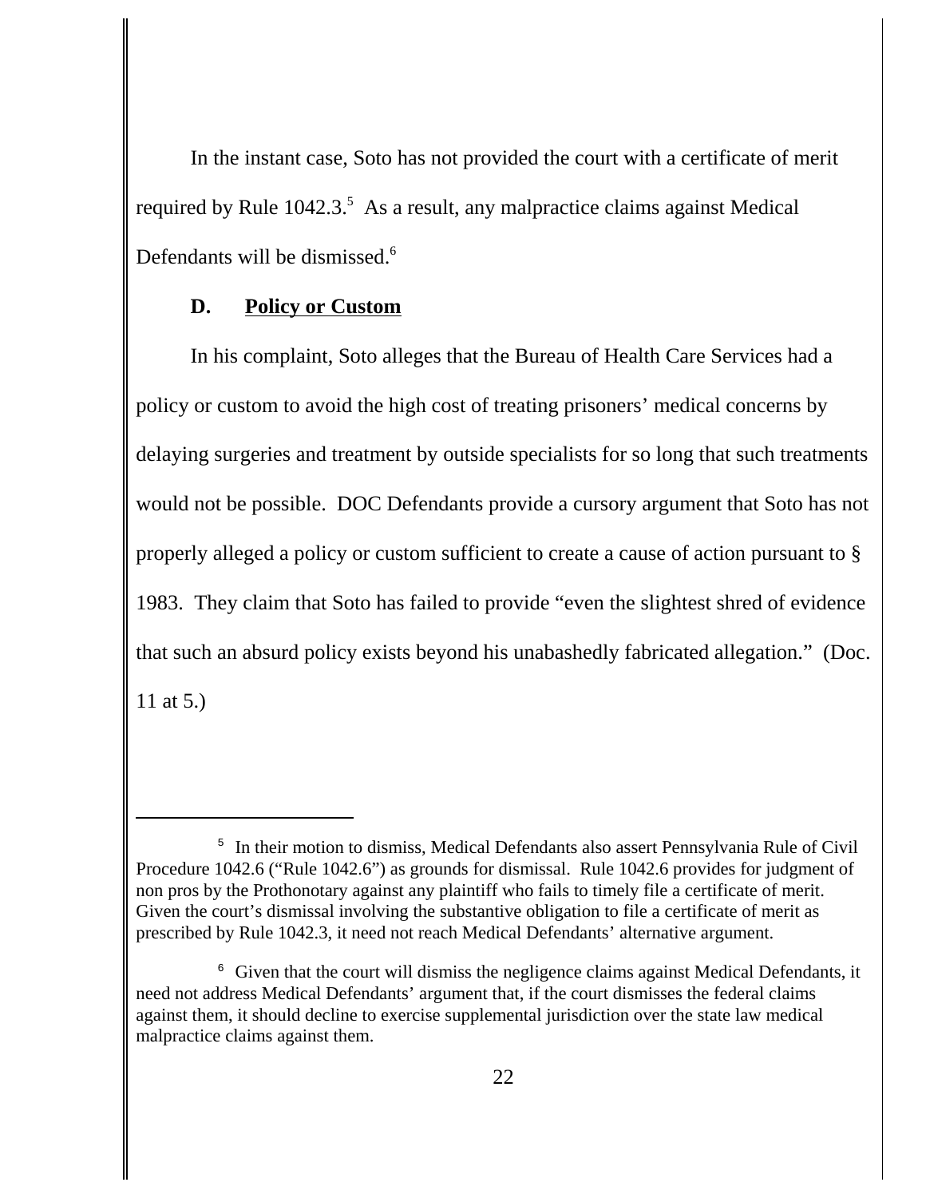In the instant case, Soto has not provided the court with a certificate of merit required by Rule 1042.3.[5] As a result, any malpractice claims against Medical Defendants will be dismissed.[6]

### D. Policy or Custom

In his complaint, Soto alleges that the Bureau of Health Care Services had a policy or custom to avoid the high cost of treating prisoners' medical concerns by delaying surgeries and treatment by outside specialists for so long that such treatments would not be possible. DOC Defendants provide a cursory argument that Soto has not properly alleged a policy or custom sufficient to create a cause of action pursuant to § 1983. They claim that Soto has failed to provide "even the slightest shred of evidence that such an absurd policy exists beyond his unabashedly fabricated allegation." (Doc. 11 at 5.)

---

[5] In their motion to dismiss, Medical Defendants also assert Pennsylvania Rule of Civil Procedure 1042.6 ("Rule 1042.6") as grounds for dismissal. Rule 1042.6 provides for judgment of non pros by the Prothonotary against any plaintiff who fails to timely file a certificate of merit. Given the court's dismissal involving the substantive obligation to file a certificate of merit as prescribed by Rule 1042.3, it need not reach Medical Defendants' alternative argument.

[6] Given that the court will dismiss the negligence claims against Medical Defendants, it need not address Medical Defendants' argument that, if the court dismisses the federal claims against them, it should decline to exercise supplemental jurisdiction over the state law medical malpractice claims against them.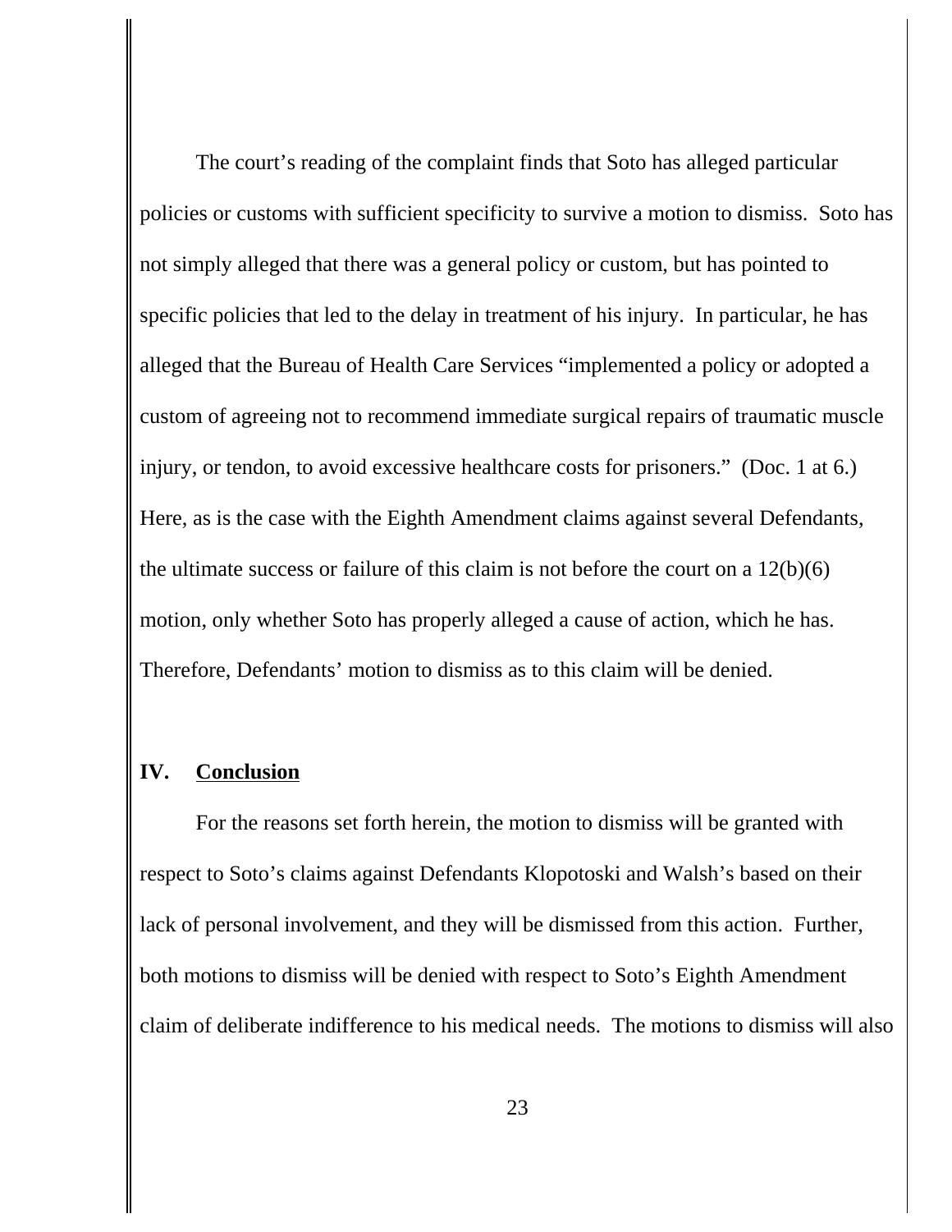The court's reading of the complaint finds that Soto has alleged particular policies or customs with sufficient specificity to survive a motion to dismiss. Soto has not simply alleged that there was a general policy or custom, but has pointed to specific policies that led to the delay in treatment of his injury. In particular, he has alleged that the Bureau of Health Care Services "implemented a policy or adopted a custom of agreeing not to recommend immediate surgical repairs of traumatic muscle injury, or tendon, to avoid excessive healthcare costs for prisoners." (Doc. 1 at 6.) Here, as is the case with the Eighth Amendment claims against several Defendants, the ultimate success or failure of this claim is not before the court on a 12(b)(6) motion, only whether Soto has properly alleged a cause of action, which he has. Therefore, Defendants' motion to dismiss as to this claim will be denied.

## IV. Conclusion

For the reasons set forth herein, the motion to dismiss will be granted with respect to Soto's claims against Defendants Klopotoski and Walsh's based on their lack of personal involvement, and they will be dismissed from this action. Further, both motions to dismiss will be denied with respect to Soto's Eighth Amendment claim of deliberate indifference to his medical needs. The motions to dismiss will also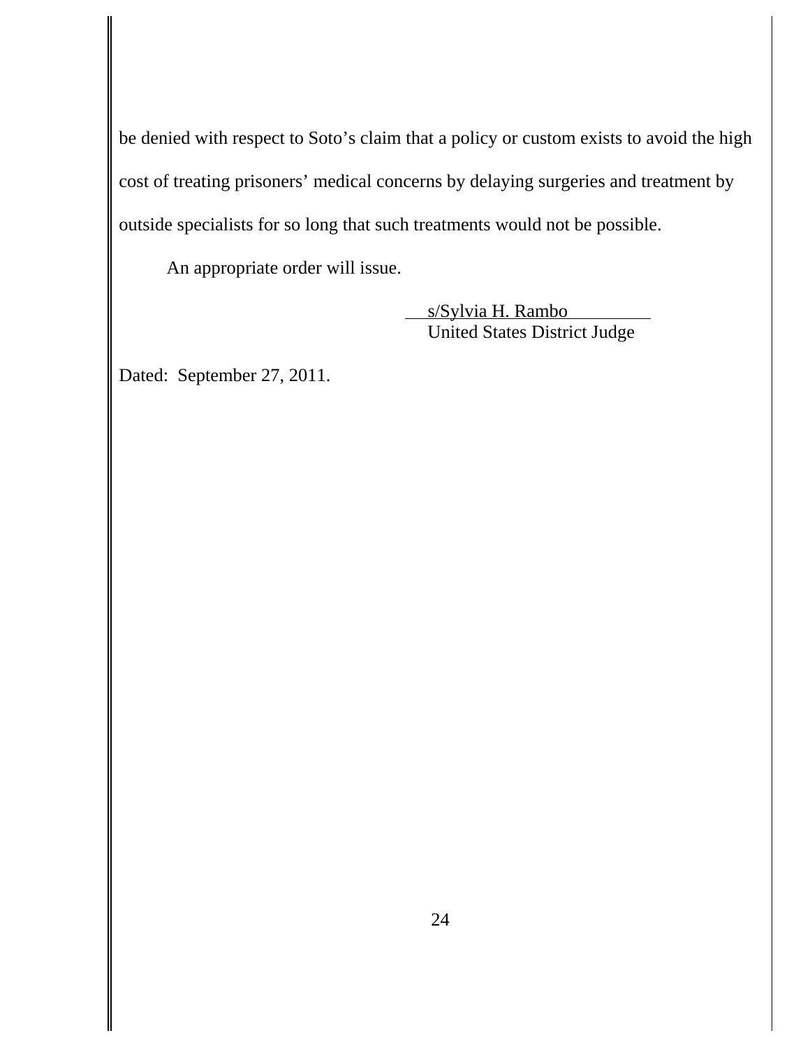be denied with respect to Soto's claim that a policy or custom exists to avoid the high cost of treating prisoners' medical concerns by delaying surgeries and treatment by outside specialists for so long that such treatments would not be possible.

An appropriate order will issue.

s/Sylvia H. Rambo
United States District Judge

Dated: September 27, 2011.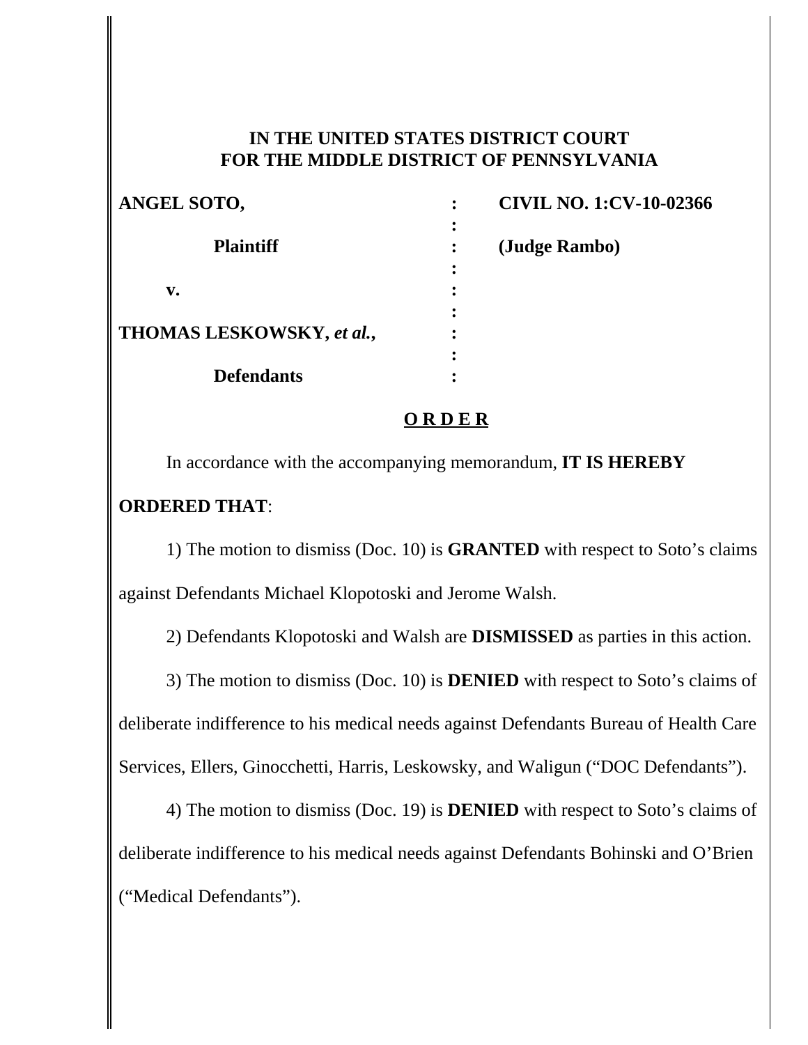**IN THE UNITED STATES DISTRICT COURT**
**FOR THE MIDDLE DISTRICT OF PENNSYLVANIA**

| | | |
|---|---|---|
| **ANGEL SOTO,** | : | **CIVIL NO. 1:CV-10-02366** |
| **Plaintiff** | : | **(Judge Rambo)** |
| **v.** | : | |
| **THOMAS LESKOWSKY, *et al.*,** | : | |
| **Defendants** | : | |

**O R D E R**

In accordance with the accompanying memorandum, **IT IS HEREBY ORDERED THAT**:

1) The motion to dismiss (Doc. 10) is **GRANTED** with respect to Soto's claims against Defendants Michael Klopotoski and Jerome Walsh.

2) Defendants Klopotoski and Walsh are **DISMISSED** as parties in this action.

3) The motion to dismiss (Doc. 10) is **DENIED** with respect to Soto's claims of deliberate indifference to his medical needs against Defendants Bureau of Health Care Services, Ellers, Ginocchetti, Harris, Leskowsky, and Waligun ("DOC Defendants").

4) The motion to dismiss (Doc. 19) is **DENIED** with respect to Soto's claims of deliberate indifference to his medical needs against Defendants Bohinski and O'Brien ("Medical Defendants").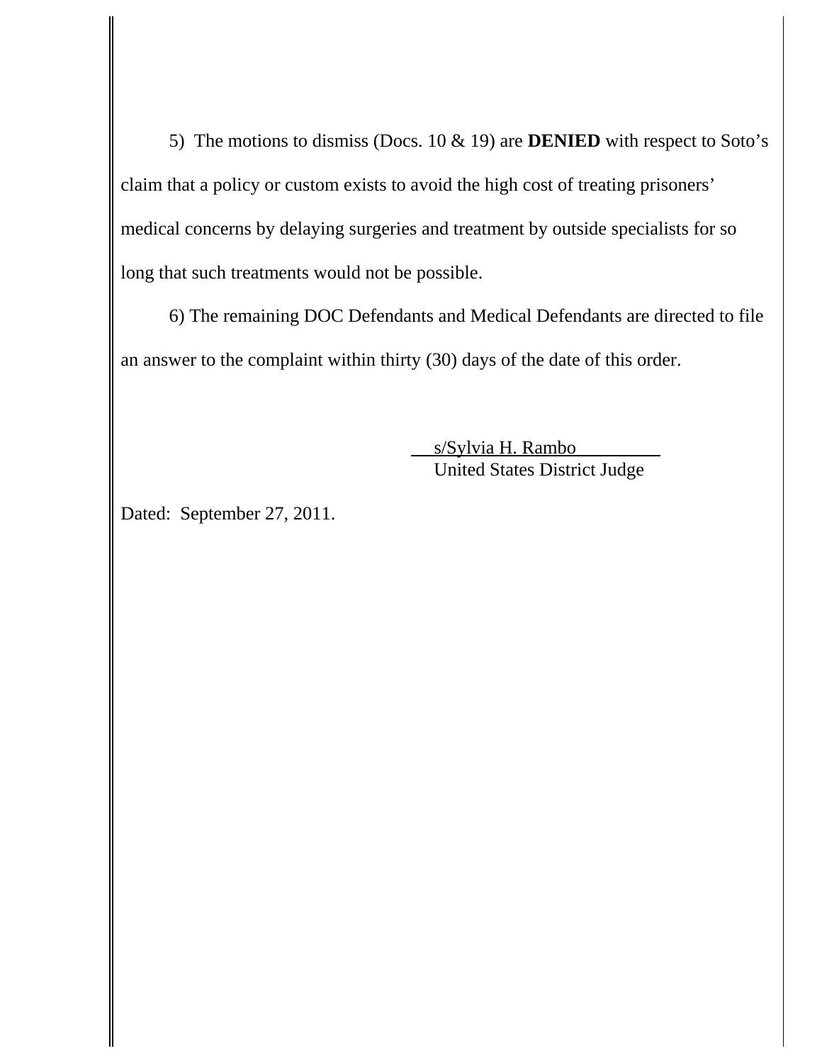5) The motions to dismiss (Docs. 10 & 19) are **DENIED** with respect to Soto's claim that a policy or custom exists to avoid the high cost of treating prisoners' medical concerns by delaying surgeries and treatment by outside specialists for so long that such treatments would not be possible.

6) The remaining DOC Defendants and Medical Defendants are directed to file an answer to the complaint within thirty (30) days of the date of this order.

s/Sylvia H. Rambo
United States District Judge

Dated: September 27, 2011.